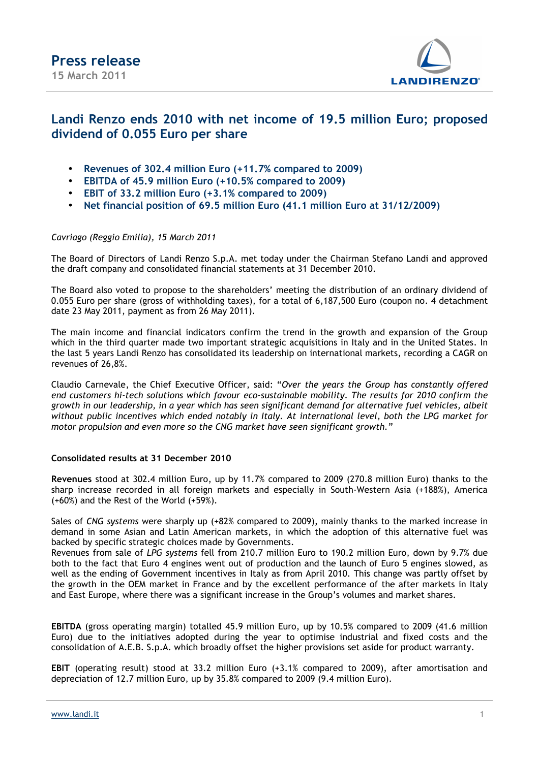# Press release

15 March 2011

## Landi Renzo ends 2010 with net income of 19.5 million Euro; proposed dividend of 0.055 Euro per share

- **Revenues of 302.4 million Euro (+11.7% compared to 2009)**
- **EBITDA of 45.9 million Euro (+10.5% compared to 2009)**
- **EBIT of 33.2 million Euro (+3.1% compared to 2009)**
- **Net financial position of 69.5 million Euro (41.1 million Euro at 31/12/2009)**

*Cavriago (Reggio Emilia), 15 March 2011*

The Board of Directors of Landi Renzo S.p.A. met today under the Chairman Stefano Landi and approved the draft company and consolidated financial statements at 31 December 2010.

The Board also voted to propose to the shareholders' meeting the distribution of an ordinary dividend of 0.055 Euro per share (gross of withholding taxes), for a total of 6,187,500 Euro (coupon no. 4 detachment date 23 May 2011, payment as from 26 May 2011).

The main income and financial indicators confirm the trend in the growth and expansion of the Group which in the third quarter made two important strategic acquisitions in Italy and in the United States. In the last 5 years Landi Renzo has consolidated its leadership on international markets, recording a CAGR on revenues of 26,8%.

Claudio Carnevale, the Chief Executive Officer, said: "*Over the years the Group has constantly offered end customers hi-tech solutions which favour eco-sustainable mobility. The results for 2010 confirm the growth in our leadership, in a year which has seen significant demand for alternative fuel vehicles, albeit without public incentives which ended notably in Italy. At international level, both the LPG market for motor propulsion and even more so the CNG market have seen significant growth.*"

### Consolidated results at 31 December 2010

**Revenues** stood at 302.4 million Euro, up by 11.7% compared to 2009 (270.8 million Euro) thanks to the sharp increase recorded in all foreign markets and especially in South-Western Asia (+188%), America (+60%) and the Rest of the World (+59%).

Sales of *CNG systems* were sharply up (+82% compared to 2009), mainly thanks to the marked increase in demand in some Asian and Latin American markets, in which the adoption of this alternative fuel was backed by specific strategic choices made by Governments.

Revenues from sale of *LPG systems* fell from 210.7 million Euro to 190.2 million Euro, down by 9.7% due both to the fact that Euro 4 engines went out of production and the launch of Euro 5 engines slowed, as well as the ending of Government incentives in Italy as from April 2010. This change was partly offset by the growth in the OEM market in France and by the excellent performance of the after markets in Italy and East Europe, where there was a significant increase in the Group's volumes and market shares.

**EBITDA** (gross operating margin) totalled 45.9 million Euro, up by 10.5% compared to 2009 (41.6 million Euro) due to the initiatives adopted during the year to optimise industrial and fixed costs and the consolidation of A.E.B. S.p.A. which broadly offset the higher provisions set aside for product warranty.

**EBIT** (operating result) stood at 33.2 million Euro (+3.1% compared to 2009), after amortisation and depreciation of 12.7 million Euro, up by 35.8% compared to 2009 (9.4 million Euro).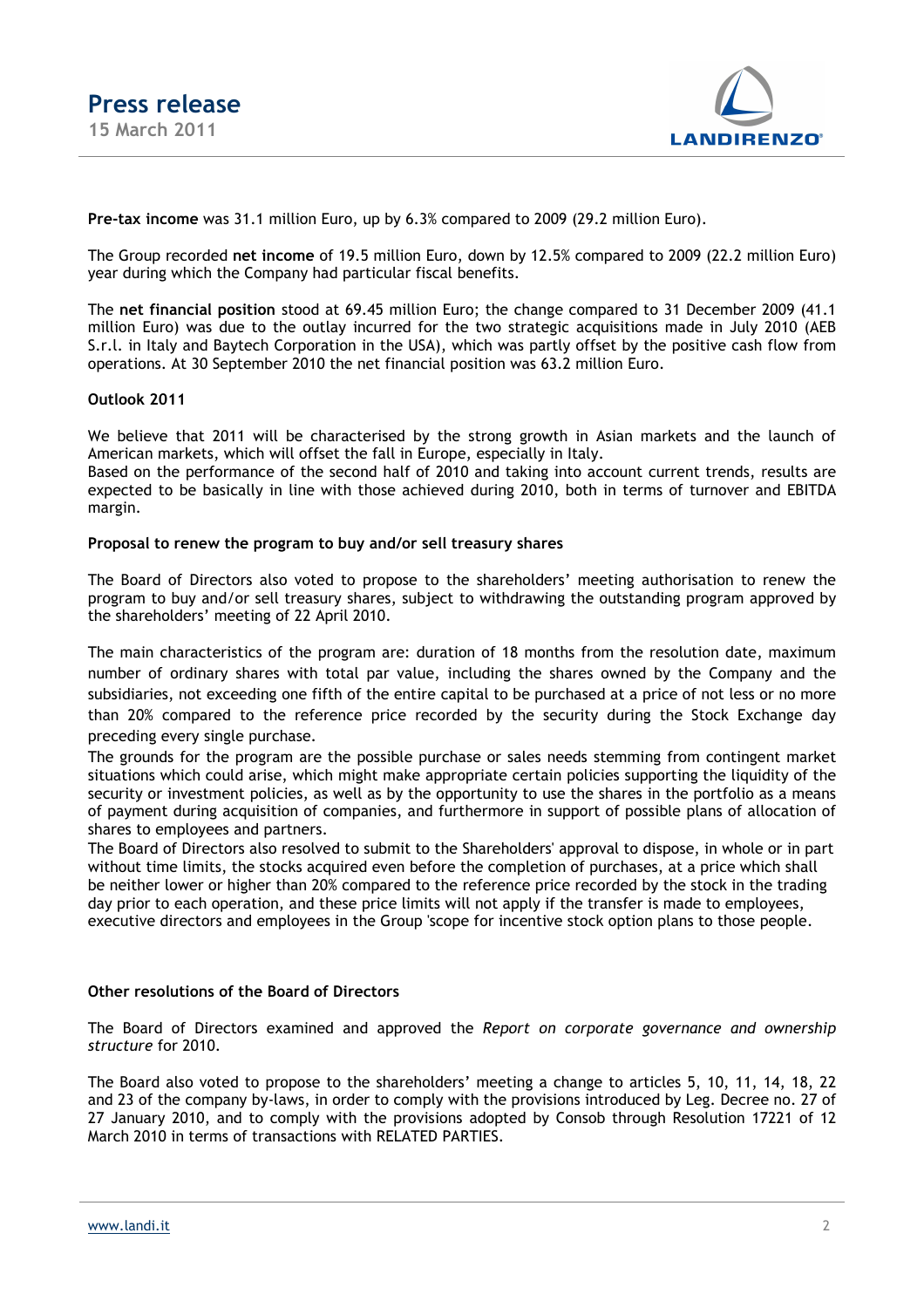**Pre-tax income** was 31.1 million Euro, up by 6.3% compared to 2009 (29.2 million Euro).

The Group recorded **net income** of 19.5 million Euro, down by 12.5% compared to 2009 (22.2 million Euro) year during which the Company had particular fiscal benefits.

The **net financial position** stood at 69.45 million Euro; the change compared to 31 December 2009 (41.1 million Euro) was due to the outlay incurred for the two strategic acquisitions made in July 2010 (AEB S.r.l. in Italy and Baytech Corporation in the USA), which was partly offset by the positive cash flow from operations. At 30 September 2010 the net financial position was 63.2 million Euro.

**Outlook 2011**

We believe that 2011 will be characterised by the strong growth in Asian markets and the launch of American markets, which will offset the fall in Europe, especially in Italy.
Based on the performance of the second half of 2010 and taking into account current trends, results are expected to be basically in line with those achieved during 2010, both in terms of turnover and EBITDA margin.

**Proposal to renew the program to buy and/or sell treasury shares**

The Board of Directors also voted to propose to the shareholders' meeting authorisation to renew the program to buy and/or sell treasury shares, subject to withdrawing the outstanding program approved by the shareholders' meeting of 22 April 2010.

The main characteristics of the program are: duration of 18 months from the resolution date, maximum number of ordinary shares with total par value, including the shares owned by the Company and the subsidiaries, not exceeding one fifth of the entire capital to be purchased at a price of not less or no more than 20% compared to the reference price recorded by the security during the Stock Exchange day preceding every single purchase.
The grounds for the program are the possible purchase or sales needs stemming from contingent market situations which could arise, which might make appropriate certain policies supporting the liquidity of the security or investment policies, as well as by the opportunity to use the shares in the portfolio as a means of payment during acquisition of companies, and furthermore in support of possible plans of allocation of shares to employees and partners.
The Board of Directors also resolved to submit to the Shareholders' approval to dispose, in whole or in part without time limits, the stocks acquired even before the completion of purchases, at a price which shall be neither lower or higher than 20% compared to the reference price recorded by the stock in the trading day prior to each operation, and these price limits will not apply if the transfer is made to employees, executive directors and employees in the Group 'scope for incentive stock option plans to those people.

**Other resolutions of the Board of Directors**

The Board of Directors examined and approved the *Report on corporate governance and ownership structure* for 2010.

The Board also voted to propose to the shareholders' meeting a change to articles 5, 10, 11, 14, 18, 22 and 23 of the company by-laws, in order to comply with the provisions introduced by Leg. Decree no. 27 of 27 January 2010, and to comply with the provisions adopted by Consob through Resolution 17221 of 12 March 2010 in terms of transactions with RELATED PARTIES.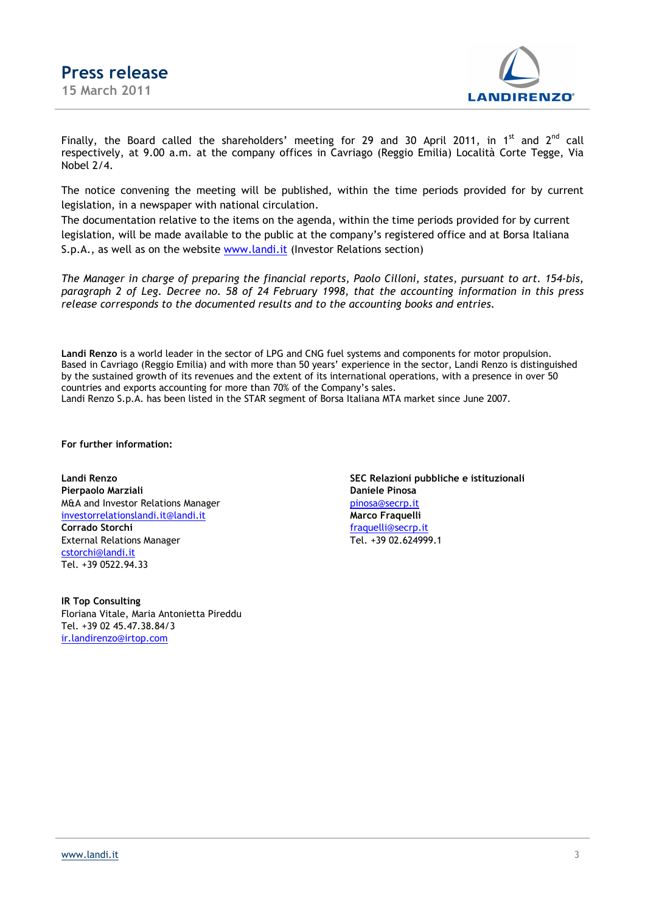Finally, the Board called the shareholders' meeting for 29 and 30 April 2011, in 1st and 2nd call respectively, at 9.00 a.m. at the company offices in Cavriago (Reggio Emilia) Località Corte Tegge, Via Nobel 2/4.

The notice convening the meeting will be published, within the time periods provided for by current legislation, in a newspaper with national circulation.
The documentation relative to the items on the agenda, within the time periods provided for by current legislation, will be made available to the public at the company's registered office and at Borsa Italiana S.p.A., as well as on the website www.landi.it (Investor Relations section)

*The Manager in charge of preparing the financial reports, Paolo Cilloni, states, pursuant to art. 154-bis, paragraph 2 of Leg. Decree no. 58 of 24 February 1998, that the accounting information in this press release corresponds to the documented results and to the accounting books and entries.*

**Landi Renzo** is a world leader in the sector of LPG and CNG fuel systems and components for motor propulsion. Based in Cavriago (Reggio Emilia) and with more than 50 years' experience in the sector, Landi Renzo is distinguished by the sustained growth of its revenues and the extent of its international operations, with a presence in over 50 countries and exports accounting for more than 70% of the Company's sales.
Landi Renzo S.p.A. has been listed in the STAR segment of Borsa Italiana MTA market since June 2007.

**For further information:**

**Landi Renzo**
**Pierpaolo Marziali**
M&A and Investor Relations Manager
investorrelationslandi.it@landi.it
**Corrado Storchi**
External Relations Manager
cstorchi@landi.it
Tel. +39 0522.94.33

**SEC Relazioni pubbliche e istituzionali**
**Daniele Pinosa**
pinosa@secrp.it
**Marco Fraquelli**
fraquelli@secrp.it
Tel. +39 02.624999.1

**IR Top Consulting**
Floriana Vitale, Maria Antonietta Pireddu
Tel. +39 02 45.47.38.84/3
ir.landirenzo@irtop.com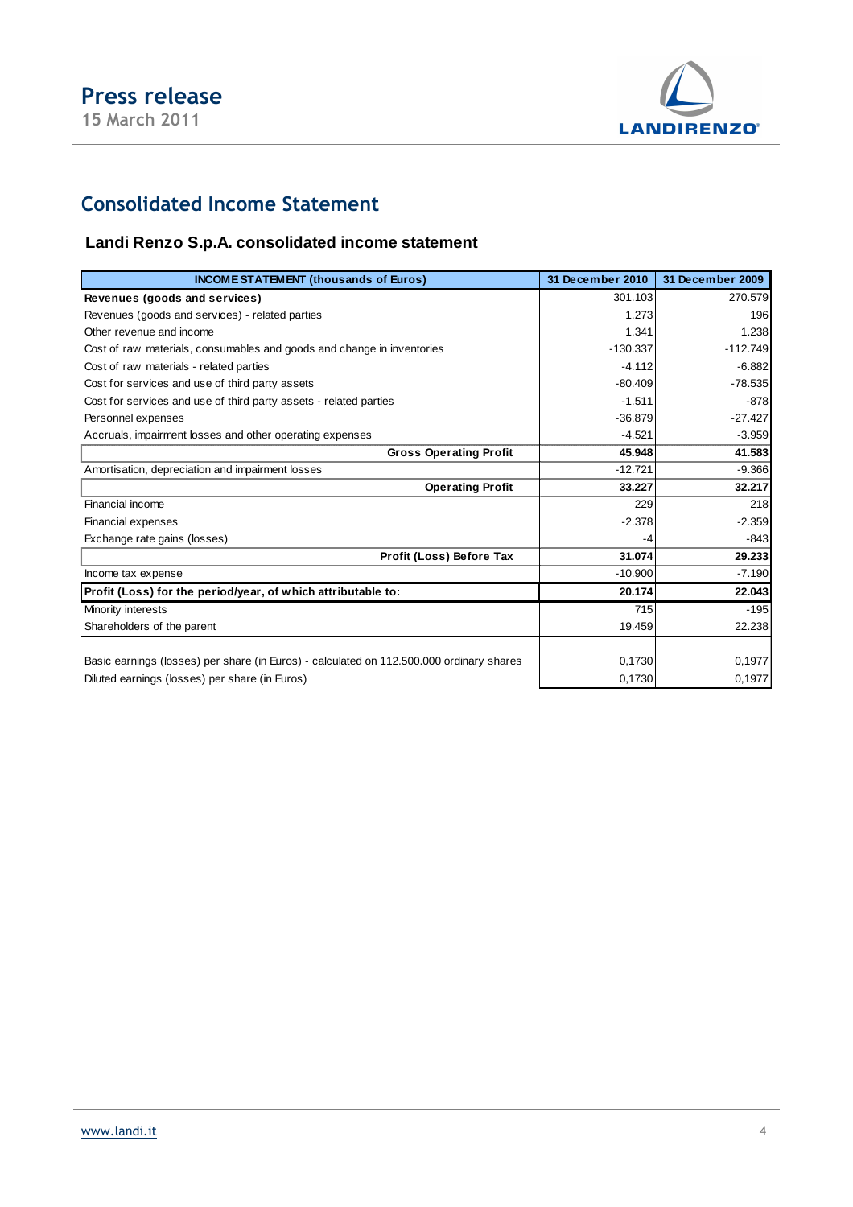# Press release

15 March 2011

## Consolidated Income Statement

### Landi Renzo S.p.A. consolidated income statement

| INCOME STATEMENT (thousands of Euros) | 31 December 2010 | 31 December 2009 |
|---|---|---|
| **Revenues (goods and services)** | 301.103 | 270.579 |
| Revenues (goods and services) - related parties | 1.273 | 196 |
| Other revenue and income | 1.341 | 1.238 |
| Cost of raw materials, consumables and goods and change in inventories | -130.337 | -112.749 |
| Cost of raw materials - related parties | -4.112 | -6.882 |
| Cost for services and use of third party assets | -80.409 | -78.535 |
| Cost for services and use of third party assets - related parties | -1.511 | -878 |
| Personnel expenses | -36.879 | -27.427 |
| Accruals, impairment losses and other operating expenses | -4.521 | -3.959 |
| **Gross Operating Profit** | **45.948** | **41.583** |
| Amortisation, depreciation and impairment losses | -12.721 | -9.366 |
| **Operating Profit** | **33.227** | **32.217** |
| Financial income | 229 | 218 |
| Financial expenses | -2.378 | -2.359 |
| Exchange rate gains (losses) | -4 | -843 |
| **Profit (Loss) Before Tax** | **31.074** | **29.233** |
| Income tax expense | -10.900 | -7.190 |
| **Profit (Loss) for the period/year, of which attributable to:** | **20.174** | **22.043** |
| Minority interests | 715 | -195 |
| Shareholders of the parent | 19.459 | 22.238 |
| | | |
| Basic earnings (losses) per share (in Euros) - calculated on 112.500.000 ordinary shares | 0,1730 | 0,1977 |
| Diluted earnings (losses) per share (in Euros) | 0,1730 | 0,1977 |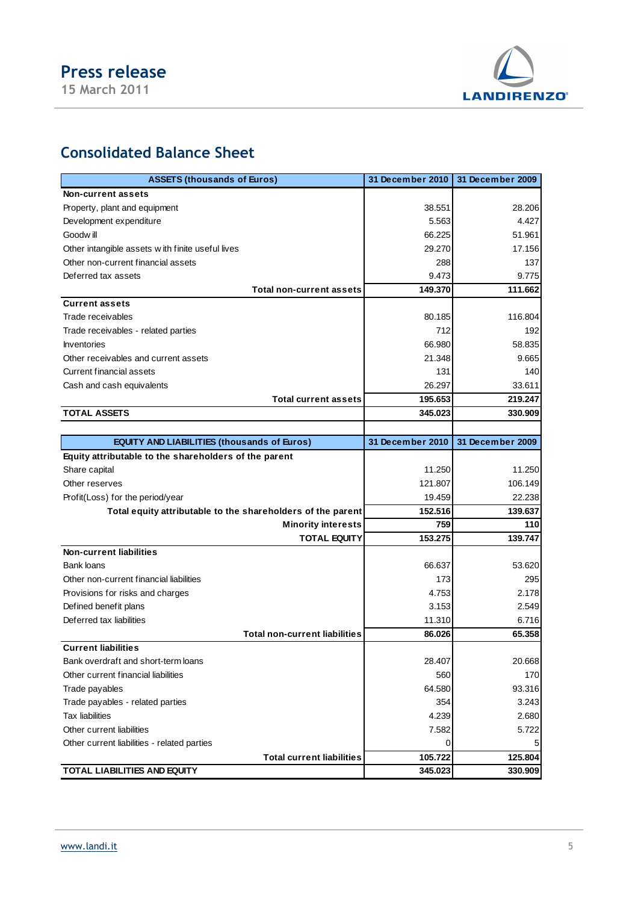# Press release

15 March 2011

## Consolidated Balance Sheet

| ASSETS (thousands of Euros) | 31 December 2010 | 31 December 2009 |
|---|---|---|
| **Non-current assets** | | |
| Property, plant and equipment | 38.551 | 28.206 |
| Development expenditure | 5.563 | 4.427 |
| Goodwill | 66.225 | 51.961 |
| Other intangible assets with finite useful lives | 29.270 | 17.156 |
| Other non-current financial assets | 288 | 137 |
| Deferred tax assets | 9.473 | 9.775 |
| **Total non-current assets** | **149.370** | **111.662** |
| **Current assets** | | |
| Trade receivables | 80.185 | 116.804 |
| Trade receivables - related parties | 712 | 192 |
| Inventories | 66.980 | 58.835 |
| Other receivables and current assets | 21.348 | 9.665 |
| Current financial assets | 131 | 140 |
| Cash and cash equivalents | 26.297 | 33.611 |
| **Total current assets** | **195.653** | **219.247** |
| **TOTAL ASSETS** | **345.023** | **330.909** |

| EQUITY AND LIABILITIES (thousands of Euros) | 31 December 2010 | 31 December 2009 |
|---|---|---|
| **Equity attributable to the shareholders of the parent** | | |
| Share capital | 11.250 | 11.250 |
| Other reserves | 121.807 | 106.149 |
| Profit(Loss) for the period/year | 19.459 | 22.238 |
| **Total equity attributable to the shareholders of the parent** | **152.516** | **139.637** |
| **Minority interests** | **759** | **110** |
| **TOTAL EQUITY** | **153.275** | **139.747** |
| **Non-current liabilities** | | |
| Bank loans | 66.637 | 53.620 |
| Other non-current financial liabilities | 173 | 295 |
| Provisions for risks and charges | 4.753 | 2.178 |
| Defined benefit plans | 3.153 | 2.549 |
| Deferred tax liabilities | 11.310 | 6.716 |
| **Total non-current liabilities** | **86.026** | **65.358** |
| **Current liabilities** | | |
| Bank overdraft and short-term loans | 28.407 | 20.668 |
| Other current financial liabilities | 560 | 170 |
| Trade payables | 64.580 | 93.316 |
| Trade payables - related parties | 354 | 3.243 |
| Tax liabilities | 4.239 | 2.680 |
| Other current liabilities | 7.582 | 5.722 |
| Other current liabilities - related parties | 0 | 5 |
| **Total current liabilities** | **105.722** | **125.804** |
| **TOTAL LIABILITIES AND EQUITY** | **345.023** | **330.909** |

www.landi.it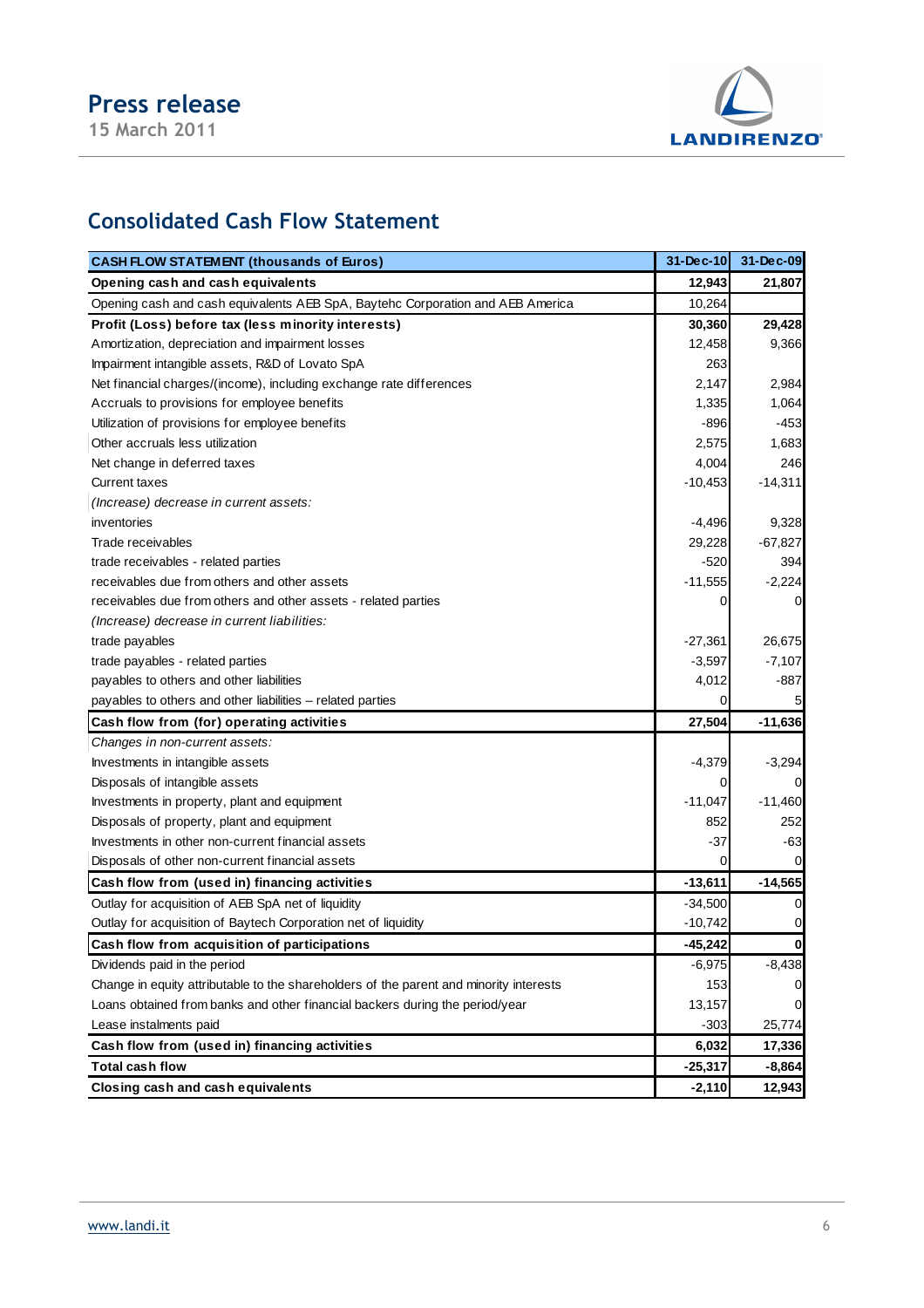# Press release

15 March 2011

## Consolidated Cash Flow Statement

| CASH FLOW STATEMENT (thousands of Euros) | 31-Dec-10 | 31-Dec-09 |
|---|---|---|
| **Opening cash and cash equivalents** | **12,943** | **21,807** |
| Opening cash and cash equivalents AEB SpA, Baytehc Corporation and AEB America | 10,264 | |
| **Profit (Loss) before tax (less minority interests)** | **30,360** | **29,428** |
| Amortization, depreciation and impairment losses | 12,458 | 9,366 |
| Impairment intangible assets, R&D of Lovato SpA | 263 | |
| Net financial charges/(income), including exchange rate differences | 2,147 | 2,984 |
| Accruals to provisions for employee benefits | 1,335 | 1,064 |
| Utilization of provisions for employee benefits | -896 | -453 |
| Other accruals less utilization | 2,575 | 1,683 |
| Net change in deferred taxes | 4,004 | 246 |
| Current taxes | -10,453 | -14,311 |
| *(Increase) decrease in current assets:* | | |
| inventories | -4,496 | 9,328 |
| Trade receivables | 29,228 | -67,827 |
| trade receivables - related parties | -520 | 394 |
| receivables due from others and other assets | -11,555 | -2,224 |
| receivables due from others and other assets - related parties | 0 | 0 |
| *(Increase) decrease in current liabilities:* | | |
| trade payables | -27,361 | 26,675 |
| trade payables - related parties | -3,597 | -7,107 |
| payables to others and other liabilities | 4,012 | -887 |
| payables to others and other liabilities – related parties | 0 | 5 |
| **Cash flow from (for) operating activities** | **27,504** | **-11,636** |
| *Changes in non-current assets:* | | |
| Investments in intangible assets | -4,379 | -3,294 |
| Disposals of intangible assets | 0 | 0 |
| Investments in property, plant and equipment | -11,047 | -11,460 |
| Disposals of property, plant and equipment | 852 | 252 |
| Investments in other non-current financial assets | -37 | -63 |
| Disposals of other non-current financial assets | 0 | 0 |
| **Cash flow from (used in) financing activities** | **-13,611** | **-14,565** |
| Outlay for acquisition of AEB SpA net of liquidity | -34,500 | 0 |
| Outlay for acquisition of Baytech Corporation net of liquidity | -10,742 | 0 |
| **Cash flow from acquisition of participations** | **-45,242** | **0** |
| Dividends paid in the period | -6,975 | -8,438 |
| Change in equity attributable to the shareholders of the parent and minority interests | 153 | 0 |
| Loans obtained from banks and other financial backers during the period/year | 13,157 | 0 |
| Lease instalments paid | -303 | 25,774 |
| **Cash flow from (used in) financing activities** | **6,032** | **17,336** |
| **Total cash flow** | **-25,317** | **-8,864** |
| **Closing cash and cash equivalents** | **-2,110** | **12,943** |

www.landi.it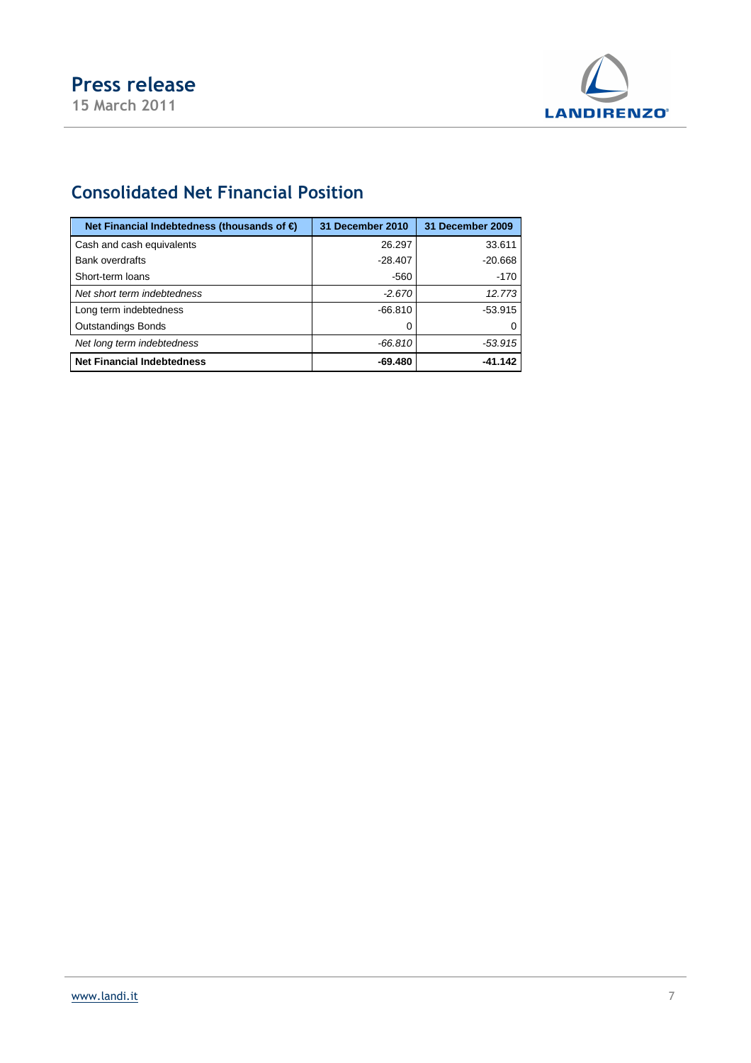## Consolidated Net Financial Position

| Net Financial Indebtedness (thousands of €) | 31 December 2010 | 31 December 2009 |
|---|---|---|
| Cash and cash equivalents | 26.297 | 33.611 |
| Bank overdrafts | -28.407 | -20.668 |
| Short-term loans | -560 | -170 |
| *Net short term indebtedness* | *-2.670* | *12.773* |
| Long term indebtedness | -66.810 | -53.915 |
| Outstandings Bonds | 0 | 0 |
| *Net long term indebtedness* | *-66.810* | *-53.915* |
| **Net Financial Indebtedness** | **-69.480** | **-41.142** |